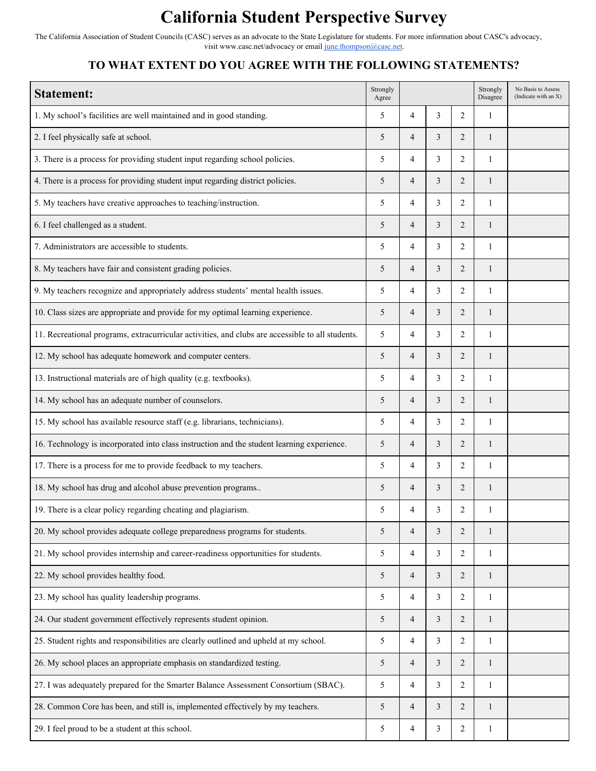# California Student Perspective Survey

The California Association of Student Councils (CASC) serves as an advocate to the State Legislature for students. For more information about CASC's advocacy, visit www.casc.net/advocacy or email june.thompson@casc.net.

## TO WHAT EXTENT DO YOU AGREE WITH THE FOLLOWING STATEMENTS?

| **Statement:** | Strongly Agree | | | | Strongly Disagree | No Basis to Assess (Indicate with an X) |
|---|---|---|---|---|---|---|
| 1. My school's facilities are well maintained and in good standing. | 5 | 4 | 3 | 2 | 1 | |
| 2. I feel physically safe at school. | 5 | 4 | 3 | 2 | 1 | |
| 3. There is a process for providing student input regarding school policies. | 5 | 4 | 3 | 2 | 1 | |
| 4. There is a process for providing student input regarding district policies. | 5 | 4 | 3 | 2 | 1 | |
| 5. My teachers have creative approaches to teaching/instruction. | 5 | 4 | 3 | 2 | 1 | |
| 6. I feel challenged as a student. | 5 | 4 | 3 | 2 | 1 | |
| 7. Administrators are accessible to students. | 5 | 4 | 3 | 2 | 1 | |
| 8. My teachers have fair and consistent grading policies. | 5 | 4 | 3 | 2 | 1 | |
| 9. My teachers recognize and appropriately address students' mental health issues. | 5 | 4 | 3 | 2 | 1 | |
| 10. Class sizes are appropriate and provide for my optimal learning experience. | 5 | 4 | 3 | 2 | 1 | |
| 11. Recreational programs, extracurricular activities, and clubs are accessible to all students. | 5 | 4 | 3 | 2 | 1 | |
| 12. My school has adequate homework and computer centers. | 5 | 4 | 3 | 2 | 1 | |
| 13. Instructional materials are of high quality (e.g. textbooks). | 5 | 4 | 3 | 2 | 1 | |
| 14. My school has an adequate number of counselors. | 5 | 4 | 3 | 2 | 1 | |
| 15. My school has available resource staff (e.g. librarians, technicians). | 5 | 4 | 3 | 2 | 1 | |
| 16. Technology is incorporated into class instruction and the student learning experience. | 5 | 4 | 3 | 2 | 1 | |
| 17. There is a process for me to provide feedback to my teachers. | 5 | 4 | 3 | 2 | 1 | |
| 18. My school has drug and alcohol abuse prevention programs.. | 5 | 4 | 3 | 2 | 1 | |
| 19. There is a clear policy regarding cheating and plagiarism. | 5 | 4 | 3 | 2 | 1 | |
| 20. My school provides adequate college preparedness programs for students. | 5 | 4 | 3 | 2 | 1 | |
| 21. My school provides internship and career-readiness opportunities for students. | 5 | 4 | 3 | 2 | 1 | |
| 22. My school provides healthy food. | 5 | 4 | 3 | 2 | 1 | |
| 23. My school has quality leadership programs. | 5 | 4 | 3 | 2 | 1 | |
| 24. Our student government effectively represents student opinion. | 5 | 4 | 3 | 2 | 1 | |
| 25. Student rights and responsibilities are clearly outlined and upheld at my school. | 5 | 4 | 3 | 2 | 1 | |
| 26. My school places an appropriate emphasis on standardized testing. | 5 | 4 | 3 | 2 | 1 | |
| 27. I was adequately prepared for the Smarter Balance Assessment Consortium (SBAC). | 5 | 4 | 3 | 2 | 1 | |
| 28. Common Core has been, and still is, implemented effectively by my teachers. | 5 | 4 | 3 | 2 | 1 | |
| 29. I feel proud to be a student at this school. | 5 | 4 | 3 | 2 | 1 | |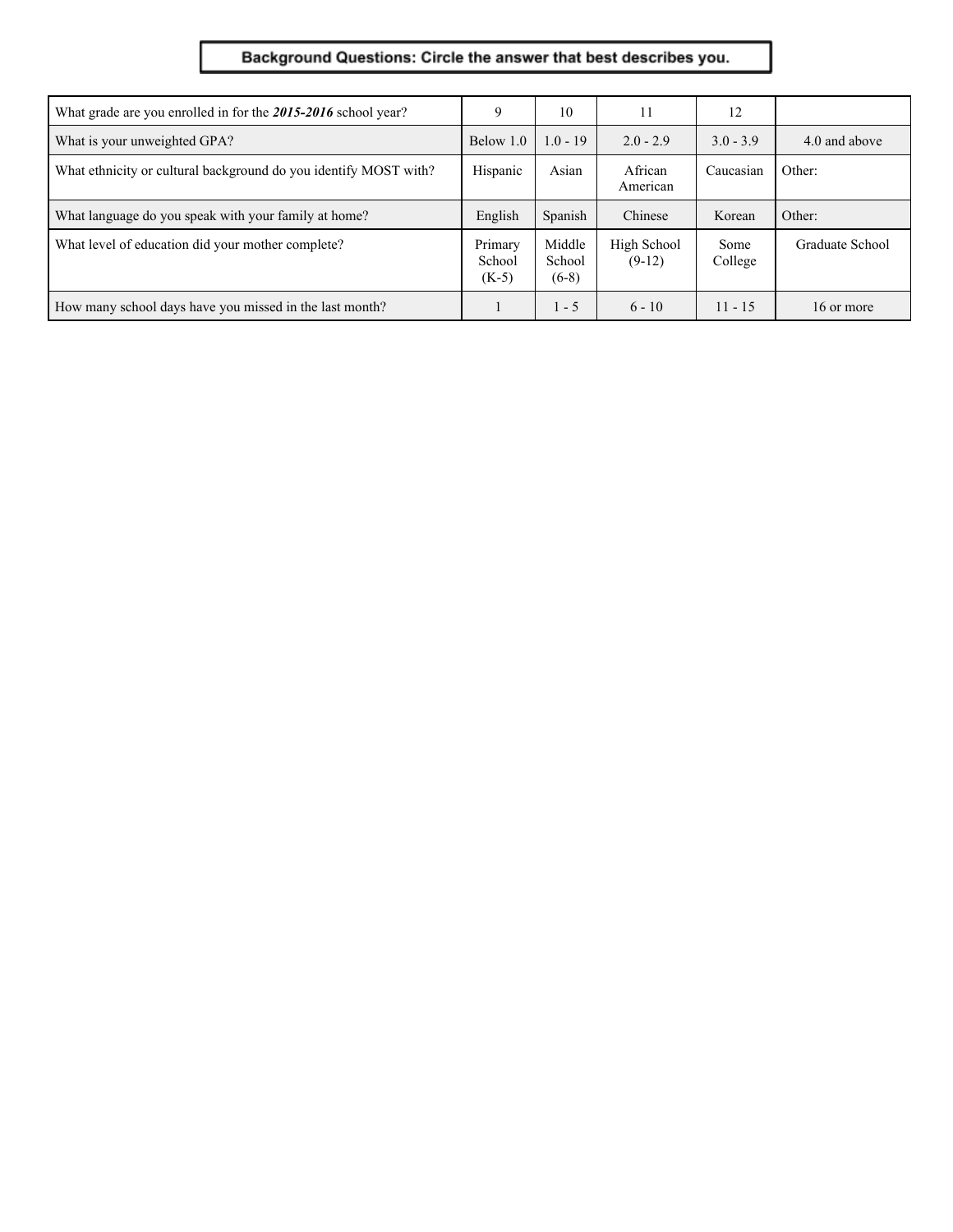## Background Questions: Circle the answer that best describes you.

| | | | | | |
|---|---|---|---|---|---|
| What grade are you enrolled in for the ***2015-2016*** school year? | 9 | 10 | 11 | 12 | |
| What is your unweighted GPA? | Below 1.0 | 1.0 - 19 | 2.0 - 2.9 | 3.0 - 3.9 | 4.0 and above |
| What ethnicity or cultural background do you identify MOST with? | Hispanic | Asian | African American | Caucasian | Other: |
| What language do you speak with your family at home? | English | Spanish | Chinese | Korean | Other: |
| What level of education did your mother complete? | Primary School (K-5) | Middle School (6-8) | High School (9-12) | Some College | Graduate School |
| How many school days have you missed in the last month? | 1 | 1 - 5 | 6 - 10 | 11 - 15 | 16 or more |